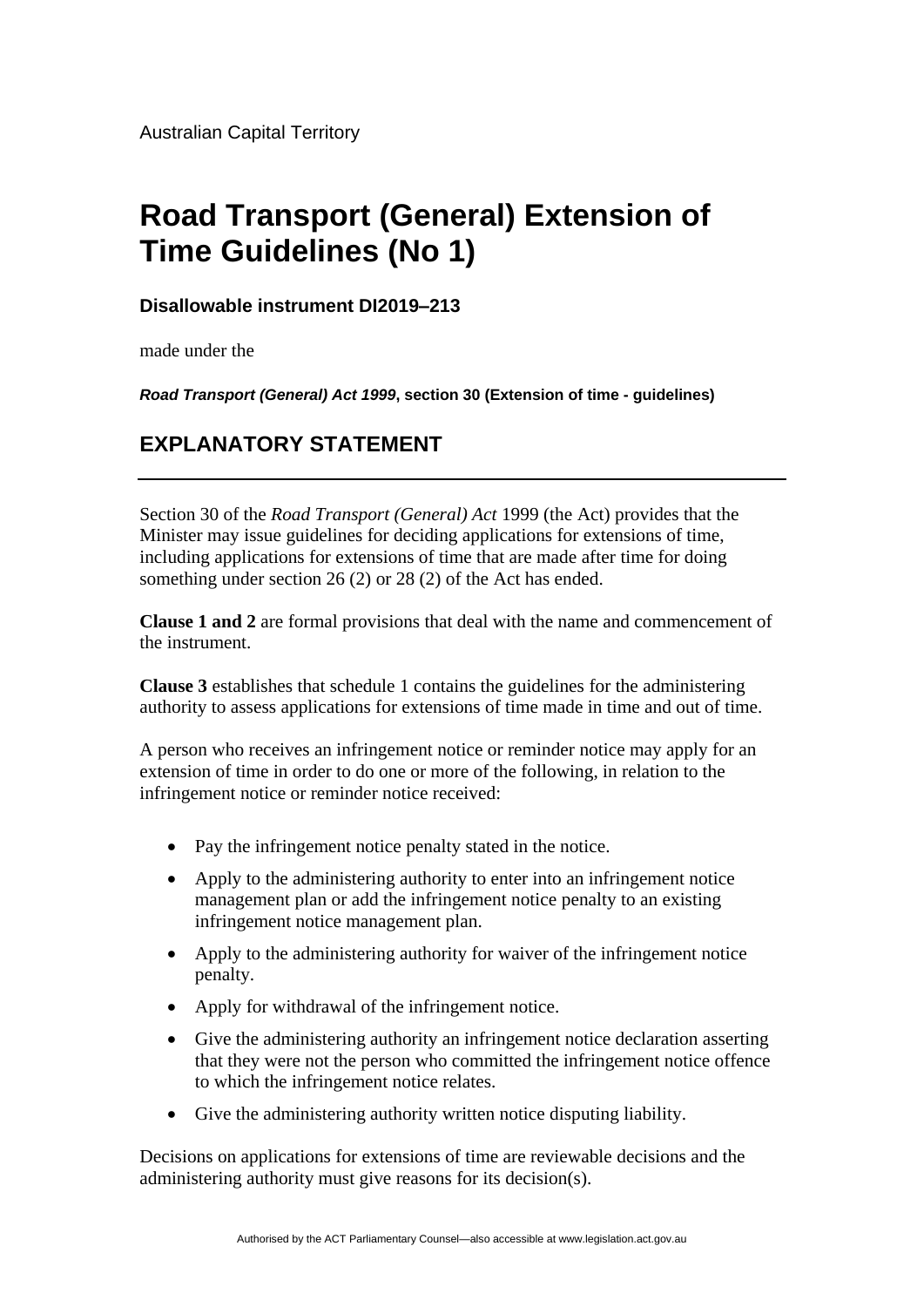Australian Capital Territory

# Road Transport (General) Extension of Time Guidelines (No 1)

**Disallowable instrument DI2019–213**

made under the

***Road Transport (General) Act 1999*, section 30 (Extension of time - guidelines)**

## EXPLANATORY STATEMENT

---

Section 30 of the *Road Transport (General) Act* 1999 (the Act) provides that the Minister may issue guidelines for deciding applications for extensions of time, including applications for extensions of time that are made after time for doing something under section 26 (2) or 28 (2) of the Act has ended.

**Clause 1 and 2** are formal provisions that deal with the name and commencement of the instrument.

**Clause 3** establishes that schedule 1 contains the guidelines for the administering authority to assess applications for extensions of time made in time and out of time.

A person who receives an infringement notice or reminder notice may apply for an extension of time in order to do one or more of the following, in relation to the infringement notice or reminder notice received:

- Pay the infringement notice penalty stated in the notice.
- Apply to the administering authority to enter into an infringement notice management plan or add the infringement notice penalty to an existing infringement notice management plan.
- Apply to the administering authority for waiver of the infringement notice penalty.
- Apply for withdrawal of the infringement notice.
- Give the administering authority an infringement notice declaration asserting that they were not the person who committed the infringement notice offence to which the infringement notice relates.
- Give the administering authority written notice disputing liability.

Decisions on applications for extensions of time are reviewable decisions and the administering authority must give reasons for its decision(s).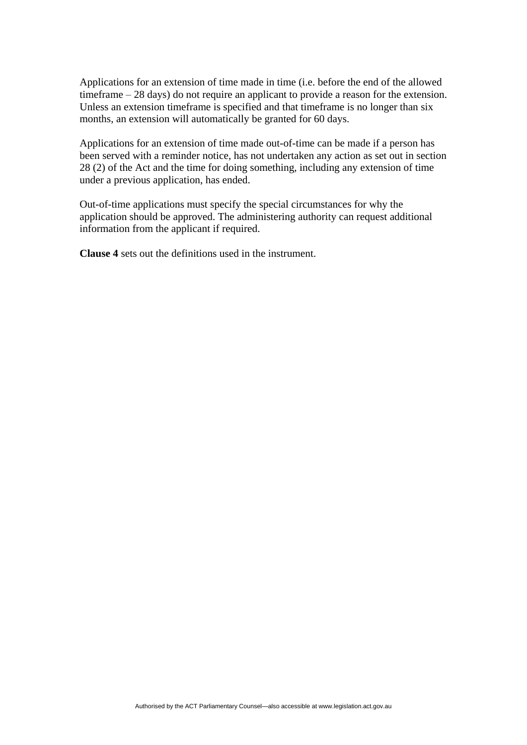Applications for an extension of time made in time (i.e. before the end of the allowed timeframe – 28 days) do not require an applicant to provide a reason for the extension. Unless an extension timeframe is specified and that timeframe is no longer than six months, an extension will automatically be granted for 60 days.

Applications for an extension of time made out-of-time can be made if a person has been served with a reminder notice, has not undertaken any action as set out in section 28 (2) of the Act and the time for doing something, including any extension of time under a previous application, has ended.

Out-of-time applications must specify the special circumstances for why the application should be approved. The administering authority can request additional information from the applicant if required.

**Clause 4** sets out the definitions used in the instrument.